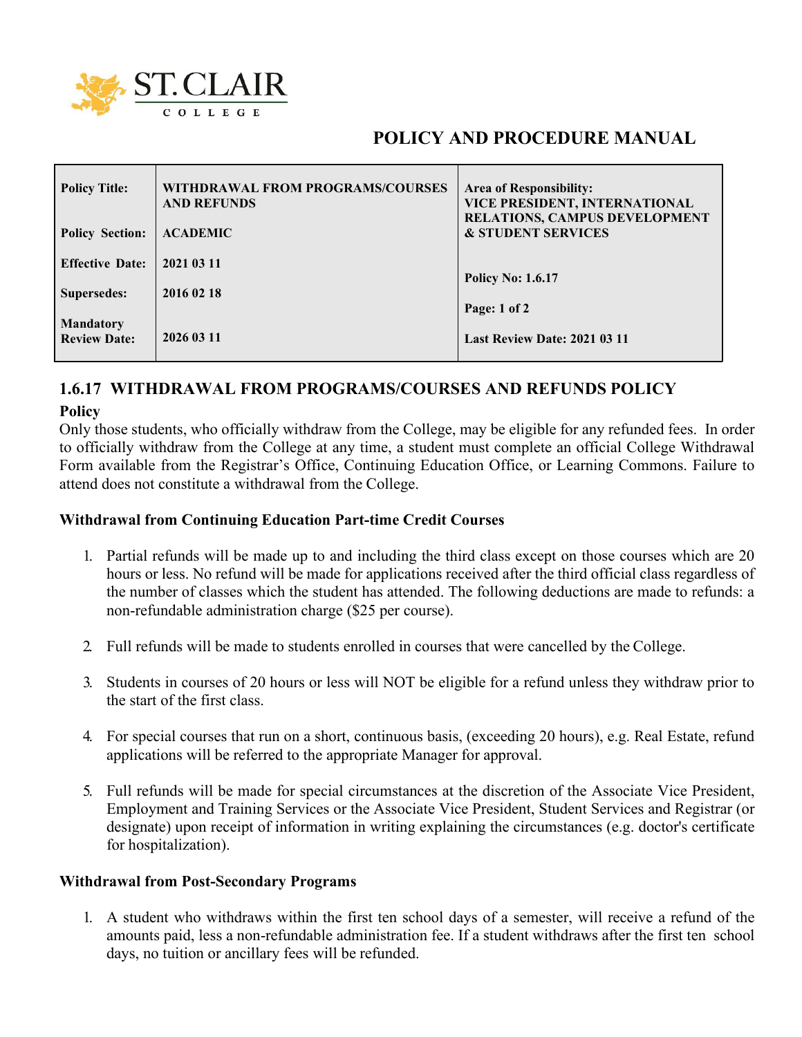ST. CLAIR COLLEGE

# POLICY AND PROCEDURE MANUAL

| | | |
|---|---|---|
| **Policy Title:** | **WITHDRAWAL FROM PROGRAMS/COURSES AND REFUNDS** | **Area of Responsibility: VICE PRESIDENT, INTERNATIONAL RELATIONS, CAMPUS DEVELOPMENT & STUDENT SERVICES** |
| **Policy Section:** | **ACADEMIC** | |
| **Effective Date:** | **2021 03 11** | **Policy No: 1.6.17** |
| **Supersedes:** | **2016 02 18** | **Page: 1 of 2** |
| **Mandatory Review Date:** | **2026 03 11** | **Last Review Date: 2021 03 11** |

## 1.6.17 WITHDRAWAL FROM PROGRAMS/COURSES AND REFUNDS POLICY

### Policy

Only those students, who officially withdraw from the College, may be eligible for any refunded fees. In order to officially withdraw from the College at any time, a student must complete an official College Withdrawal Form available from the Registrar's Office, Continuing Education Office, or Learning Commons. Failure to attend does not constitute a withdrawal from the College.

### Withdrawal from Continuing Education Part-time Credit Courses

1. Partial refunds will be made up to and including the third class except on those courses which are 20 hours or less. No refund will be made for applications received after the third official class regardless of the number of classes which the student has attended. The following deductions are made to refunds: a non-refundable administration charge ($25 per course).

2. Full refunds will be made to students enrolled in courses that were cancelled by the College.

3. Students in courses of 20 hours or less will NOT be eligible for a refund unless they withdraw prior to the start of the first class.

4. For special courses that run on a short, continuous basis, (exceeding 20 hours), e.g. Real Estate, refund applications will be referred to the appropriate Manager for approval.

5. Full refunds will be made for special circumstances at the discretion of the Associate Vice President, Employment and Training Services or the Associate Vice President, Student Services and Registrar (or designate) upon receipt of information in writing explaining the circumstances (e.g. doctor's certificate for hospitalization).

### Withdrawal from Post-Secondary Programs

1. A student who withdraws within the first ten school days of a semester, will receive a refund of the amounts paid, less a non-refundable administration fee. If a student withdraws after the first ten school days, no tuition or ancillary fees will be refunded.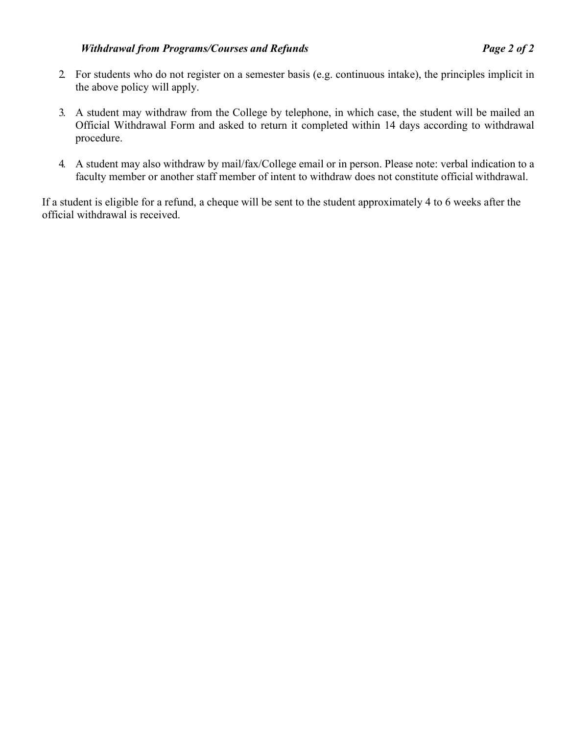2. For students who do not register on a semester basis (e.g. continuous intake), the principles implicit in the above policy will apply.

3. A student may withdraw from the College by telephone, in which case, the student will be mailed an Official Withdrawal Form and asked to return it completed within 14 days according to withdrawal procedure.

4. A student may also withdraw by mail/fax/College email or in person. Please note: verbal indication to a faculty member or another staff member of intent to withdraw does not constitute official withdrawal.

If a student is eligible for a refund, a cheque will be sent to the student approximately 4 to 6 weeks after the official withdrawal is received.